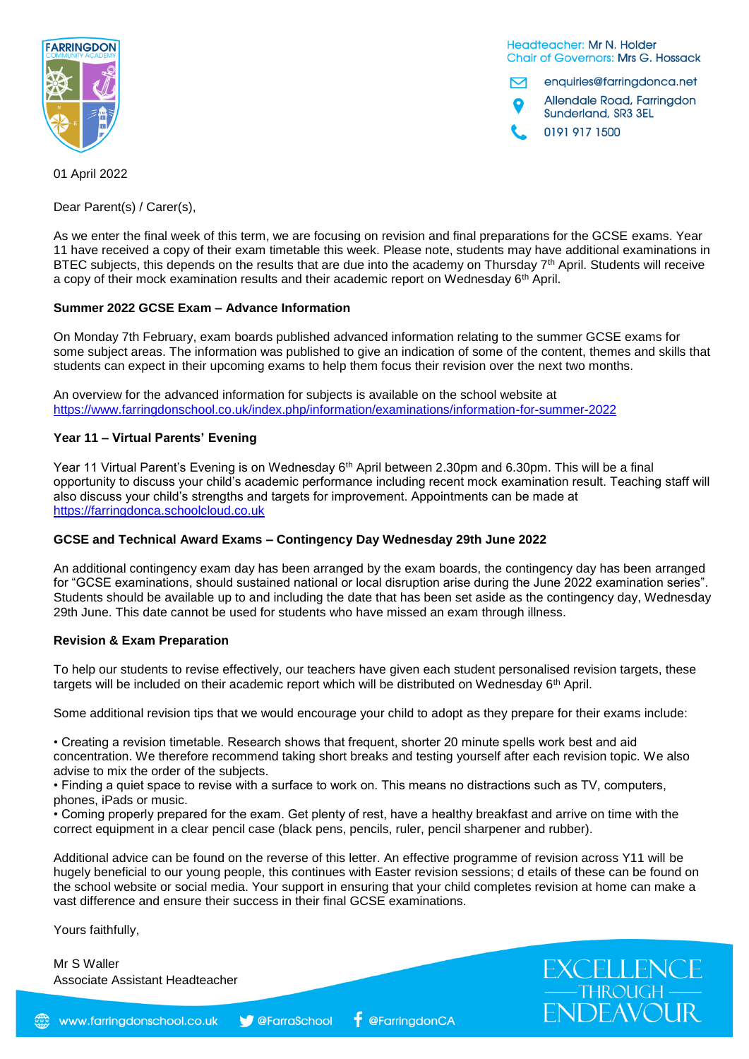Headteacher: Mr N. Holder
Chair of Governors: Mrs G. Hossack

enquiries@farringdonca.net
Allendale Road, Farringdon
Sunderland, SR3 3EL
0191 917 1500

01 April 2022

Dear Parent(s) / Carer(s),

As we enter the final week of this term, we are focusing on revision and final preparations for the GCSE exams. Year 11 have received a copy of their exam timetable this week. Please note, students may have additional examinations in BTEC subjects, this depends on the results that are due into the academy on Thursday 7th April. Students will receive a copy of their mock examination results and their academic report on Wednesday 6th April.

**Summer 2022 GCSE Exam – Advance Information**

On Monday 7th February, exam boards published advanced information relating to the summer GCSE exams for some subject areas. The information was published to give an indication of some of the content, themes and skills that students can expect in their upcoming exams to help them focus their revision over the next two months.

An overview for the advanced information for subjects is available on the school website at https://www.farringdonschool.co.uk/index.php/information/examinations/information-for-summer-2022

**Year 11 – Virtual Parents' Evening**

Year 11 Virtual Parent's Evening is on Wednesday 6th April between 2.30pm and 6.30pm. This will be a final opportunity to discuss your child's academic performance including recent mock examination result. Teaching staff will also discuss your child's strengths and targets for improvement. Appointments can be made at https://farringdonca.schoolcloud.co.uk

**GCSE and Technical Award Exams – Contingency Day Wednesday 29th June 2022**

An additional contingency exam day has been arranged by the exam boards, the contingency day has been arranged for "GCSE examinations, should sustained national or local disruption arise during the June 2022 examination series". Students should be available up to and including the date that has been set aside as the contingency day, Wednesday 29th June. This date cannot be used for students who have missed an exam through illness.

**Revision & Exam Preparation**

To help our students to revise effectively, our teachers have given each student personalised revision targets, these targets will be included on their academic report which will be distributed on Wednesday 6th April.

Some additional revision tips that we would encourage your child to adopt as they prepare for their exams include:

• Creating a revision timetable. Research shows that frequent, shorter 20 minute spells work best and aid concentration. We therefore recommend taking short breaks and testing yourself after each revision topic. We also advise to mix the order of the subjects.
• Finding a quiet space to revise with a surface to work on. This means no distractions such as TV, computers, phones, iPads or music.
• Coming properly prepared for the exam. Get plenty of rest, have a healthy breakfast and arrive on time with the correct equipment in a clear pencil case (black pens, pencils, ruler, pencil sharpener and rubber).

Additional advice can be found on the reverse of this letter. An effective programme of revision across Y11 will be hugely beneficial to our young people, this continues with Easter revision sessions; d etails of these can be found on the school website or social media. Your support in ensuring that your child completes revision at home can make a vast difference and ensure their success in their final GCSE examinations.

Yours faithfully,

Mr S Waller
Associate Assistant Headteacher

EXCELLENCE THROUGH ENDEAVOUR

www.farringdonschool.co.uk @FarraSchool @FarringdonCA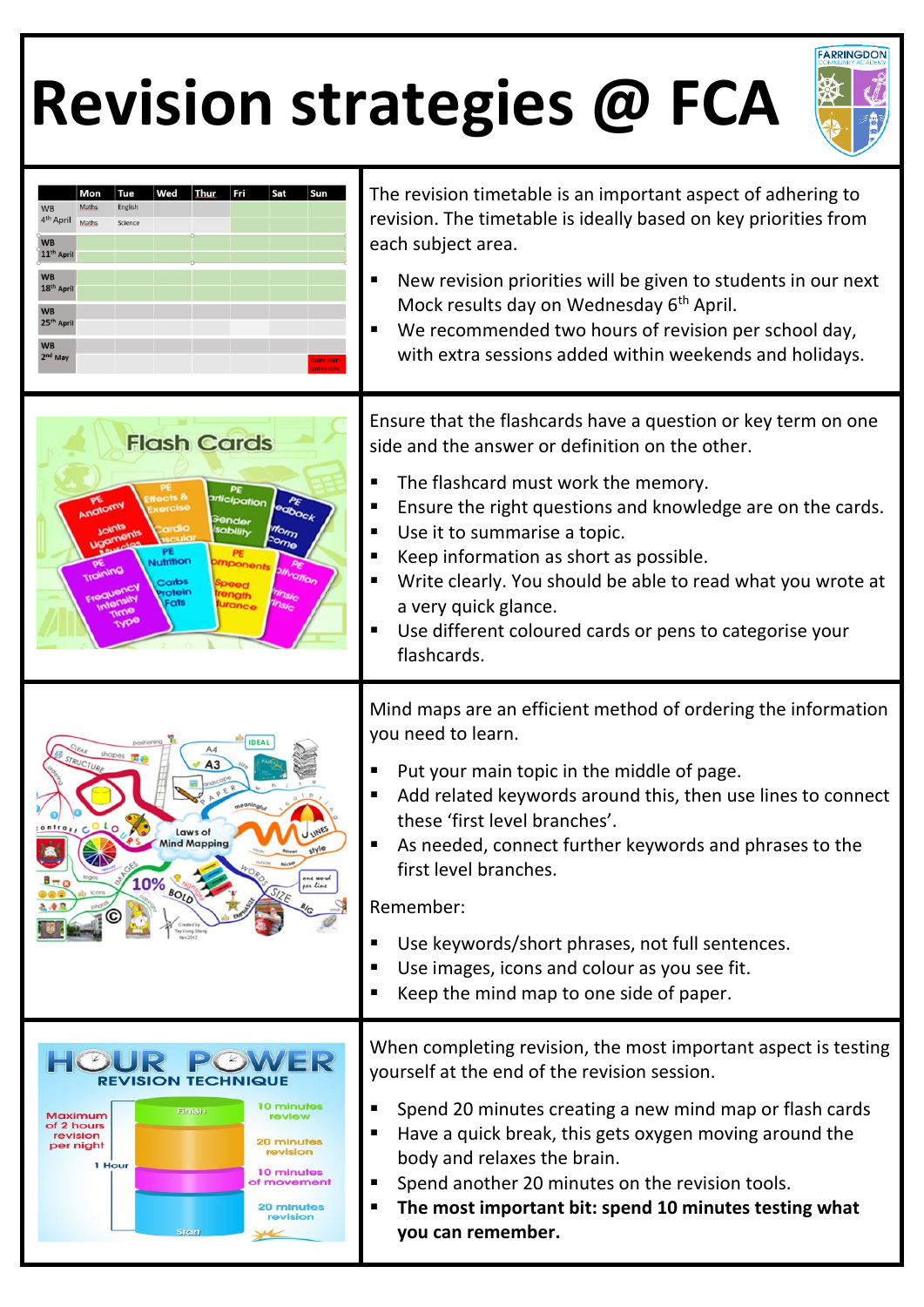# Revision strategies @ FCA

The revision timetable is an important aspect of adhering to revision. The timetable is ideally based on key priorities from each subject area.

- New revision priorities will be given to students in our next Mock results day on Wednesday 6th April.
- We recommended two hours of revision per school day, with extra sessions added within weekends and holidays.

Ensure that the flashcards have a question or key term on one side and the answer or definition on the other.

- The flashcard must work the memory.
- Ensure the right questions and knowledge are on the cards.
- Use it to summarise a topic.
- Keep information as short as possible.
- Write clearly. You should be able to read what you wrote at a very quick glance.
- Use different coloured cards or pens to categorise your flashcards.

Mind maps are an efficient method of ordering the information you need to learn.

- Put your main topic in the middle of page.
- Add related keywords around this, then use lines to connect these 'first level branches'.
- As needed, connect further keywords and phrases to the first level branches.

Remember:

- Use keywords/short phrases, not full sentences.
- Use images, icons and colour as you see fit.
- Keep the mind map to one side of paper.

When completing revision, the most important aspect is testing yourself at the end of the revision session.

- Spend 20 minutes creating a new mind map or flash cards
- Have a quick break, this gets oxygen moving around the body and relaxes the brain.
- Spend another 20 minutes on the revision tools.
- **The most important bit: spend 10 minutes testing what you can remember.**